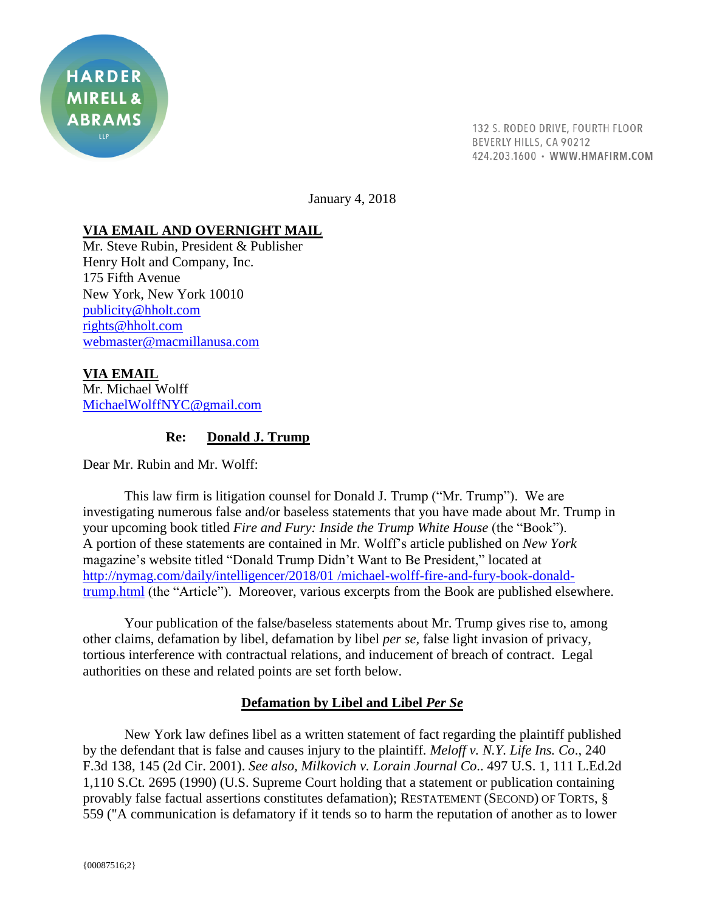HARDER MIRELL & ABRAMS LLP

132 S. RODEO DRIVE, FOURTH FLOOR
BEVERLY HILLS, CA 90212
424.203.1600 • WWW.HMAFIRM.COM

January 4, 2018

**VIA EMAIL AND OVERNIGHT MAIL**
Mr. Steve Rubin, President & Publisher
Henry Holt and Company, Inc.
175 Fifth Avenue
New York, New York 10010
publicity@hholt.com
rights@hholt.com
webmaster@macmillanusa.com

**VIA EMAIL**
Mr. Michael Wolff
MichaelWolffNYC@gmail.com

**Re: Donald J. Trump**

Dear Mr. Rubin and Mr. Wolff:

This law firm is litigation counsel for Donald J. Trump ("Mr. Trump"). We are investigating numerous false and/or baseless statements that you have made about Mr. Trump in your upcoming book titled *Fire and Fury: Inside the Trump White House* (the "Book"). A portion of these statements are contained in Mr. Wolff's article published on *New York* magazine's website titled "Donald Trump Didn't Want to Be President," located at http://nymag.com/daily/intelligencer/2018/01 /michael-wolff-fire-and-fury-book-donald-trump.html (the "Article"). Moreover, various excerpts from the Book are published elsewhere.

Your publication of the false/baseless statements about Mr. Trump gives rise to, among other claims, defamation by libel, defamation by libel *per se*, false light invasion of privacy, tortious interference with contractual relations, and inducement of breach of contract. Legal authorities on these and related points are set forth below.

**Defamation by Libel and Libel *Per Se***

New York law defines libel as a written statement of fact regarding the plaintiff published by the defendant that is false and causes injury to the plaintiff. *Meloff v. N.Y. Life Ins. Co*., 240 F.3d 138, 145 (2d Cir. 2001). *See also, Milkovich v. Lorain Journal Co.*. 497 U.S. 1, 111 L.Ed.2d 1,110 S.Ct. 2695 (1990) (U.S. Supreme Court holding that a statement or publication containing provably false factual assertions constitutes defamation); RESTATEMENT (SECOND) OF TORTS, § 559 ("A communication is defamatory if it tends so to harm the reputation of another as to lower

{00087516;2}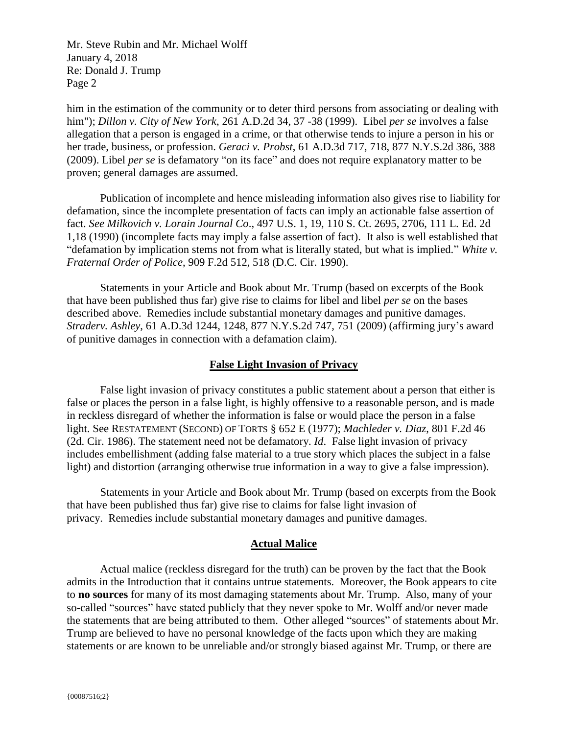him in the estimation of the community or to deter third persons from associating or dealing with him"); *Dillon v. City of New York*, 261 A.D.2d 34, 37 -38 (1999). Libel *per se* involves a false allegation that a person is engaged in a crime, or that otherwise tends to injure a person in his or her trade, business, or profession. *Geraci v. Probst*, 61 A.D.3d 717, 718, 877 N.Y.S.2d 386, 388 (2009). Libel *per se* is defamatory "on its face" and does not require explanatory matter to be proven; general damages are assumed.

Publication of incomplete and hence misleading information also gives rise to liability for defamation, since the incomplete presentation of facts can imply an actionable false assertion of fact. *See Milkovich v. Lorain Journal Co*., 497 U.S. 1, 19, 110 S. Ct. 2695, 2706, 111 L. Ed. 2d 1,18 (1990) (incomplete facts may imply a false assertion of fact). It also is well established that "defamation by implication stems not from what is literally stated, but what is implied." *White v. Fraternal Order of Police*, 909 F.2d 512, 518 (D.C. Cir. 1990).

Statements in your Article and Book about Mr. Trump (based on excerpts of the Book that have been published thus far) give rise to claims for libel and libel *per se* on the bases described above. Remedies include substantial monetary damages and punitive damages. *Straderv. Ashley*, 61 A.D.3d 1244, 1248, 877 N.Y.S.2d 747, 751 (2009) (affirming jury's award of punitive damages in connection with a defamation claim).

## False Light Invasion of Privacy

False light invasion of privacy constitutes a public statement about a person that either is false or places the person in a false light, is highly offensive to a reasonable person, and is made in reckless disregard of whether the information is false or would place the person in a false light. See RESTATEMENT (SECOND) OF TORTS § 652 E (1977); *Machleder v. Diaz*, 801 F.2d 46 (2d. Cir. 1986). The statement need not be defamatory. *Id*. False light invasion of privacy includes embellishment (adding false material to a true story which places the subject in a false light) and distortion (arranging otherwise true information in a way to give a false impression).

Statements in your Article and Book about Mr. Trump (based on excerpts from the Book that have been published thus far) give rise to claims for false light invasion of privacy. Remedies include substantial monetary damages and punitive damages.

## Actual Malice

Actual malice (reckless disregard for the truth) can be proven by the fact that the Book admits in the Introduction that it contains untrue statements. Moreover, the Book appears to cite to **no sources** for many of its most damaging statements about Mr. Trump. Also, many of your so-called "sources" have stated publicly that they never spoke to Mr. Wolff and/or never made the statements that are being attributed to them. Other alleged "sources" of statements about Mr. Trump are believed to have no personal knowledge of the facts upon which they are making statements or are known to be unreliable and/or strongly biased against Mr. Trump, or there are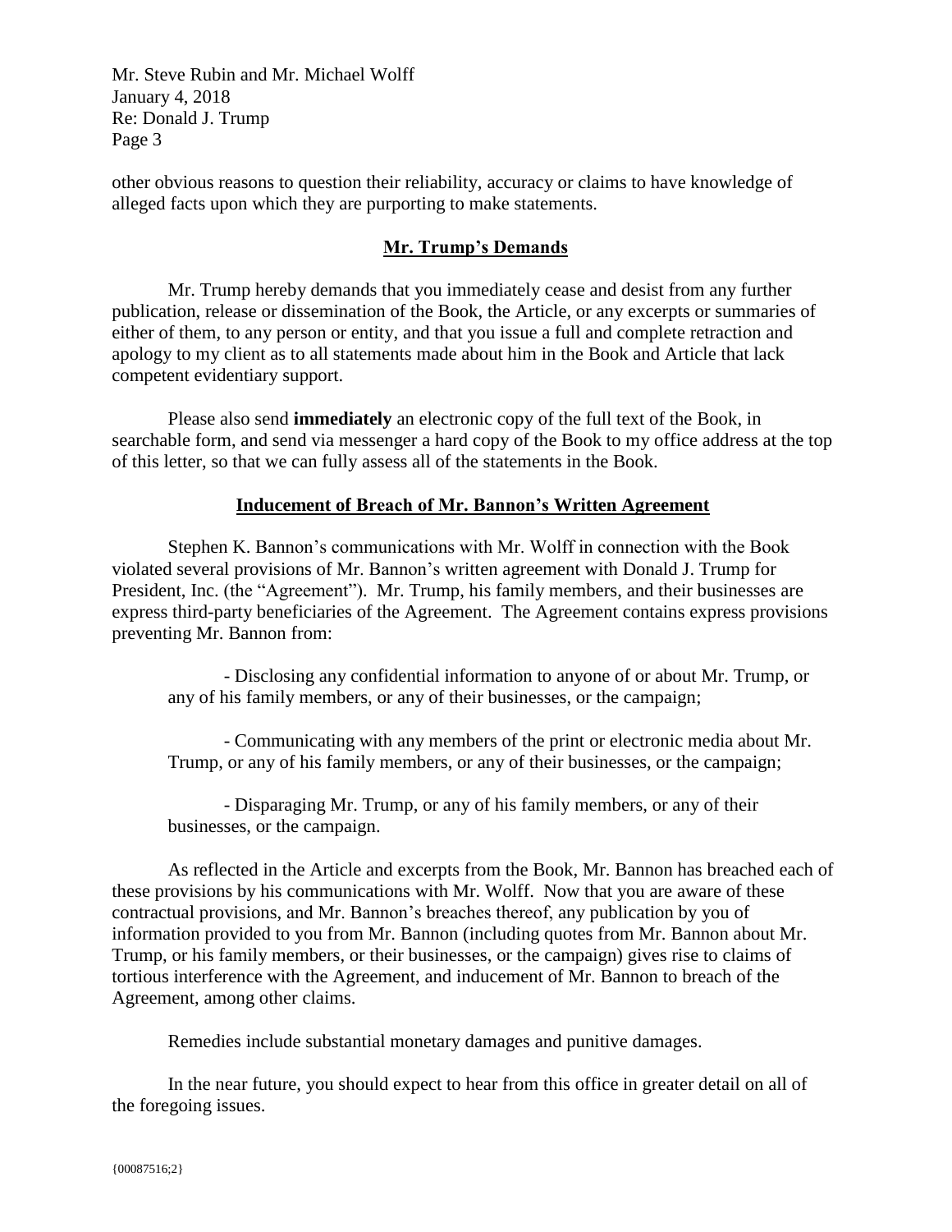other obvious reasons to question their reliability, accuracy or claims to have knowledge of alleged facts upon which they are purporting to make statements.

## Mr. Trump's Demands

Mr. Trump hereby demands that you immediately cease and desist from any further publication, release or dissemination of the Book, the Article, or any excerpts or summaries of either of them, to any person or entity, and that you issue a full and complete retraction and apology to my client as to all statements made about him in the Book and Article that lack competent evidentiary support.

Please also send **immediately** an electronic copy of the full text of the Book, in searchable form, and send via messenger a hard copy of the Book to my office address at the top of this letter, so that we can fully assess all of the statements in the Book.

## Inducement of Breach of Mr. Bannon's Written Agreement

Stephen K. Bannon's communications with Mr. Wolff in connection with the Book violated several provisions of Mr. Bannon's written agreement with Donald J. Trump for President, Inc. (the "Agreement"). Mr. Trump, his family members, and their businesses are express third-party beneficiaries of the Agreement. The Agreement contains express provisions preventing Mr. Bannon from:

- Disclosing any confidential information to anyone of or about Mr. Trump, or any of his family members, or any of their businesses, or the campaign;

- Communicating with any members of the print or electronic media about Mr. Trump, or any of his family members, or any of their businesses, or the campaign;

- Disparaging Mr. Trump, or any of his family members, or any of their businesses, or the campaign.

As reflected in the Article and excerpts from the Book, Mr. Bannon has breached each of these provisions by his communications with Mr. Wolff. Now that you are aware of these contractual provisions, and Mr. Bannon's breaches thereof, any publication by you of information provided to you from Mr. Bannon (including quotes from Mr. Bannon about Mr. Trump, or his family members, or their businesses, or the campaign) gives rise to claims of tortious interference with the Agreement, and inducement of Mr. Bannon to breach of the Agreement, among other claims.

Remedies include substantial monetary damages and punitive damages.

In the near future, you should expect to hear from this office in greater detail on all of the foregoing issues.

{00087516;2}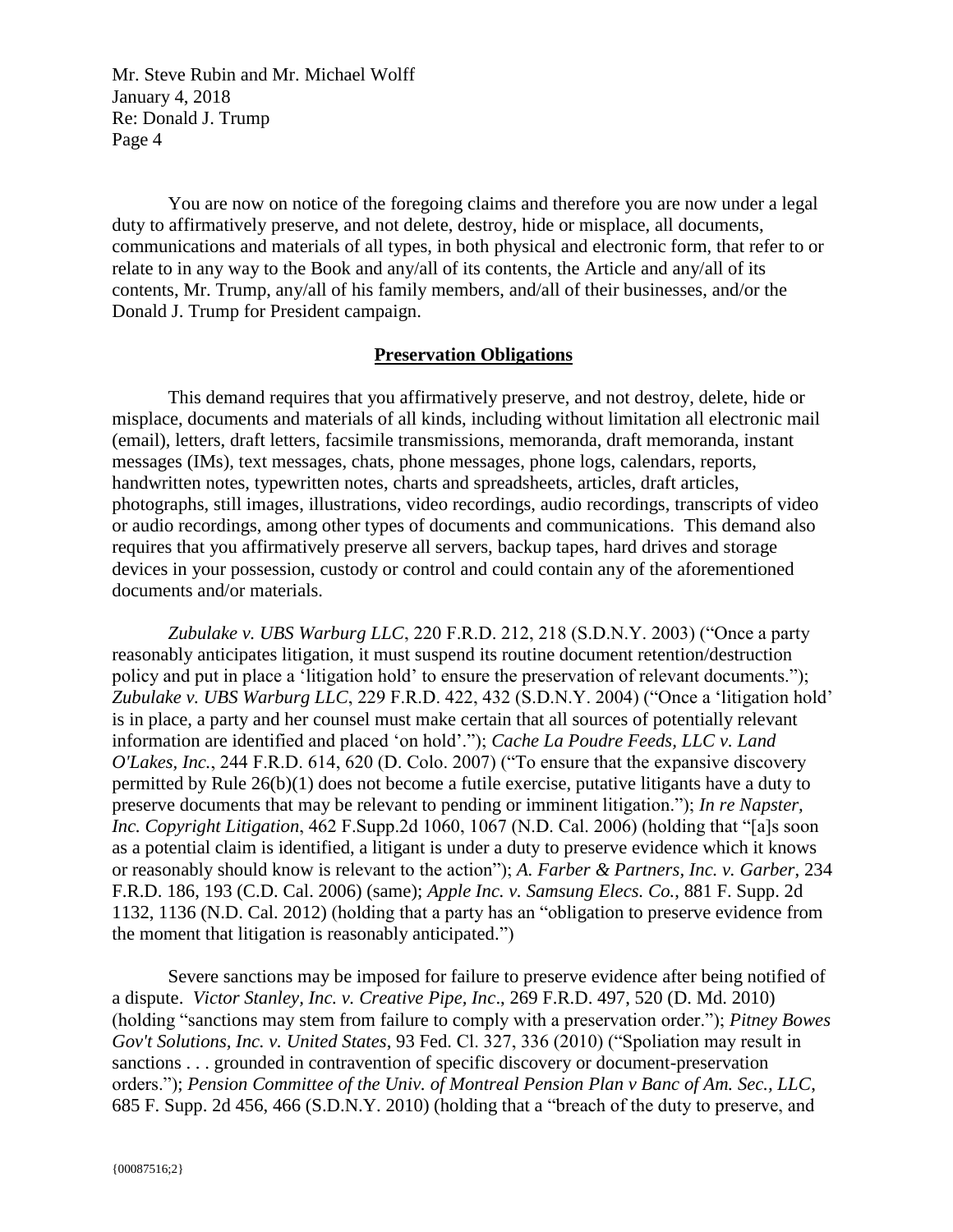You are now on notice of the foregoing claims and therefore you are now under a legal duty to affirmatively preserve, and not delete, destroy, hide or misplace, all documents, communications and materials of all types, in both physical and electronic form, that refer to or relate to in any way to the Book and any/all of its contents, the Article and any/all of its contents, Mr. Trump, any/all of his family members, and/all of their businesses, and/or the Donald J. Trump for President campaign.

## **Preservation Obligations**

This demand requires that you affirmatively preserve, and not destroy, delete, hide or misplace, documents and materials of all kinds, including without limitation all electronic mail (email), letters, draft letters, facsimile transmissions, memoranda, draft memoranda, instant messages (IMs), text messages, chats, phone messages, phone logs, calendars, reports, handwritten notes, typewritten notes, charts and spreadsheets, articles, draft articles, photographs, still images, illustrations, video recordings, audio recordings, transcripts of video or audio recordings, among other types of documents and communications. This demand also requires that you affirmatively preserve all servers, backup tapes, hard drives and storage devices in your possession, custody or control and could contain any of the aforementioned documents and/or materials.

*Zubulake v. UBS Warburg LLC*, 220 F.R.D. 212, 218 (S.D.N.Y. 2003) ("Once a party reasonably anticipates litigation, it must suspend its routine document retention/destruction policy and put in place a 'litigation hold' to ensure the preservation of relevant documents."); *Zubulake v. UBS Warburg LLC*, 229 F.R.D. 422, 432 (S.D.N.Y. 2004) ("Once a 'litigation hold' is in place, a party and her counsel must make certain that all sources of potentially relevant information are identified and placed 'on hold'."); *Cache La Poudre Feeds, LLC v. Land O'Lakes, Inc.*, 244 F.R.D. 614, 620 (D. Colo. 2007) ("To ensure that the expansive discovery permitted by Rule 26(b)(1) does not become a futile exercise, putative litigants have a duty to preserve documents that may be relevant to pending or imminent litigation."); *In re Napster, Inc. Copyright Litigation*, 462 F.Supp.2d 1060, 1067 (N.D. Cal. 2006) (holding that "[a]s soon as a potential claim is identified, a litigant is under a duty to preserve evidence which it knows or reasonably should know is relevant to the action"); *A. Farber & Partners, Inc. v. Garber*, 234 F.R.D. 186, 193 (C.D. Cal. 2006) (same); *Apple Inc. v. Samsung Elecs. Co.*, 881 F. Supp. 2d 1132, 1136 (N.D. Cal. 2012) (holding that a party has an "obligation to preserve evidence from the moment that litigation is reasonably anticipated.")

Severe sanctions may be imposed for failure to preserve evidence after being notified of a dispute. *Victor Stanley, Inc. v. Creative Pipe, Inc*., 269 F.R.D. 497, 520 (D. Md. 2010) (holding "sanctions may stem from failure to comply with a preservation order."); *Pitney Bowes Gov't Solutions, Inc. v. United States*, 93 Fed. Cl. 327, 336 (2010) ("Spoliation may result in sanctions . . . grounded in contravention of specific discovery or document-preservation orders."); *Pension Committee of the Univ. of Montreal Pension Plan v Banc of Am. Sec., LLC*, 685 F. Supp. 2d 456, 466 (S.D.N.Y. 2010) (holding that a "breach of the duty to preserve, and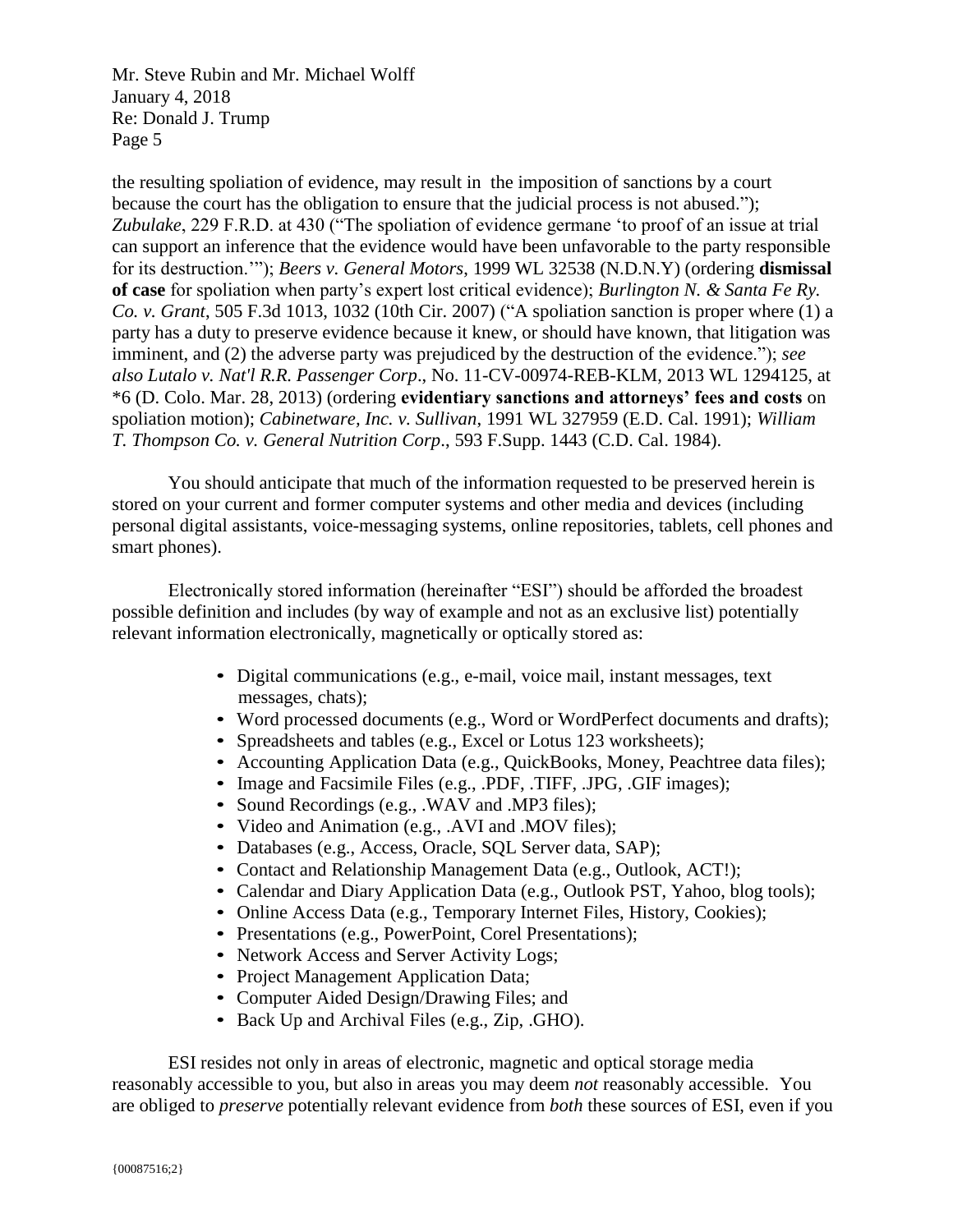the resulting spoliation of evidence, may result in the imposition of sanctions by a court because the court has the obligation to ensure that the judicial process is not abused."); *Zubulake*, 229 F.R.D. at 430 ("The spoliation of evidence germane 'to proof of an issue at trial can support an inference that the evidence would have been unfavorable to the party responsible for its destruction.'"); *Beers v. General Motors*, 1999 WL 32538 (N.D.N.Y) (ordering **dismissal of case** for spoliation when party's expert lost critical evidence); *Burlington N. & Santa Fe Ry. Co. v. Grant*, 505 F.3d 1013, 1032 (10th Cir. 2007) ("A spoliation sanction is proper where (1) a party has a duty to preserve evidence because it knew, or should have known, that litigation was imminent, and (2) the adverse party was prejudiced by the destruction of the evidence."); *see also Lutalo v. Nat'l R.R. Passenger Corp*., No. 11-CV-00974-REB-KLM, 2013 WL 1294125, at *6 (D. Colo. Mar. 28, 2013) (ordering **evidentiary sanctions and attorneys' fees and costs** on spoliation motion); *Cabinetware, Inc. v. Sullivan*, 1991 WL 327959 (E.D. Cal. 1991); *William T. Thompson Co. v. General Nutrition Corp*., 593 F.Supp. 1443 (C.D. Cal. 1984).

You should anticipate that much of the information requested to be preserved herein is stored on your current and former computer systems and other media and devices (including personal digital assistants, voice-messaging systems, online repositories, tablets, cell phones and smart phones).

Electronically stored information (hereinafter "ESI") should be afforded the broadest possible definition and includes (by way of example and not as an exclusive list) potentially relevant information electronically, magnetically or optically stored as:

- Digital communications (e.g., e-mail, voice mail, instant messages, text messages, chats);
- Word processed documents (e.g., Word or WordPerfect documents and drafts);
- Spreadsheets and tables (e.g., Excel or Lotus 123 worksheets);
- Accounting Application Data (e.g., QuickBooks, Money, Peachtree data files);
- Image and Facsimile Files (e.g., .PDF, .TIFF, .JPG, .GIF images);
- Sound Recordings (e.g., .WAV and .MP3 files);
- Video and Animation (e.g., .AVI and .MOV files);
- Databases (e.g., Access, Oracle, SQL Server data, SAP);
- Contact and Relationship Management Data (e.g., Outlook, ACT!);
- Calendar and Diary Application Data (e.g., Outlook PST, Yahoo, blog tools);
- Online Access Data (e.g., Temporary Internet Files, History, Cookies);
- Presentations (e.g., PowerPoint, Corel Presentations);
- Network Access and Server Activity Logs;
- Project Management Application Data;
- Computer Aided Design/Drawing Files; and
- Back Up and Archival Files (e.g., Zip, .GHO).

ESI resides not only in areas of electronic, magnetic and optical storage media reasonably accessible to you, but also in areas you may deem *not* reasonably accessible. You are obliged to *preserve* potentially relevant evidence from *both* these sources of ESI, even if you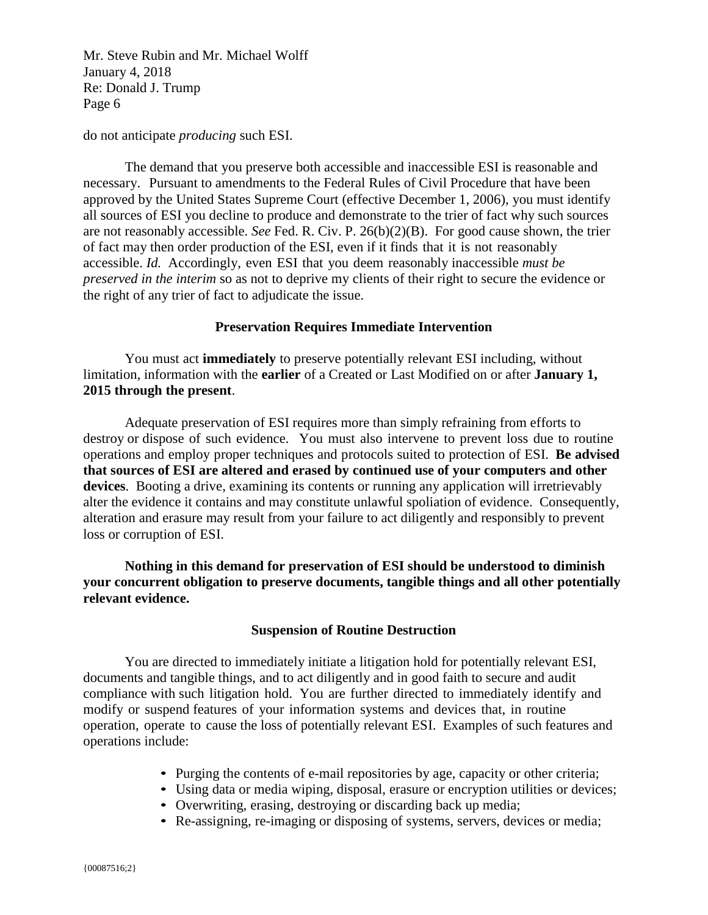do not anticipate *producing* such ESI.

The demand that you preserve both accessible and inaccessible ESI is reasonable and necessary. Pursuant to amendments to the Federal Rules of Civil Procedure that have been approved by the United States Supreme Court (effective December 1, 2006), you must identify all sources of ESI you decline to produce and demonstrate to the trier of fact why such sources are not reasonably accessible. *See* Fed. R. Civ. P. 26(b)(2)(B). For good cause shown, the trier of fact may then order production of the ESI, even if it finds that it is not reasonably accessible. *Id.* Accordingly, even ESI that you deem reasonably inaccessible *must be preserved in the interim* so as not to deprive my clients of their right to secure the evidence or the right of any trier of fact to adjudicate the issue.

**Preservation Requires Immediate Intervention**

You must act **immediately** to preserve potentially relevant ESI including, without limitation, information with the **earlier** of a Created or Last Modified on or after **January 1, 2015 through the present**.

Adequate preservation of ESI requires more than simply refraining from efforts to destroy or dispose of such evidence. You must also intervene to prevent loss due to routine operations and employ proper techniques and protocols suited to protection of ESI. **Be advised that sources of ESI are altered and erased by continued use of your computers and other devices**. Booting a drive, examining its contents or running any application will irretrievably alter the evidence it contains and may constitute unlawful spoliation of evidence. Consequently, alteration and erasure may result from your failure to act diligently and responsibly to prevent loss or corruption of ESI.

**Nothing in this demand for preservation of ESI should be understood to diminish your concurrent obligation to preserve documents, tangible things and all other potentially relevant evidence.**

**Suspension of Routine Destruction**

You are directed to immediately initiate a litigation hold for potentially relevant ESI, documents and tangible things, and to act diligently and in good faith to secure and audit compliance with such litigation hold. You are further directed to immediately identify and modify or suspend features of your information systems and devices that, in routine operation, operate to cause the loss of potentially relevant ESI. Examples of such features and operations include:

- Purging the contents of e-mail repositories by age, capacity or other criteria;
- Using data or media wiping, disposal, erasure or encryption utilities or devices;
- Overwriting, erasing, destroying or discarding back up media;
- Re-assigning, re-imaging or disposing of systems, servers, devices or media;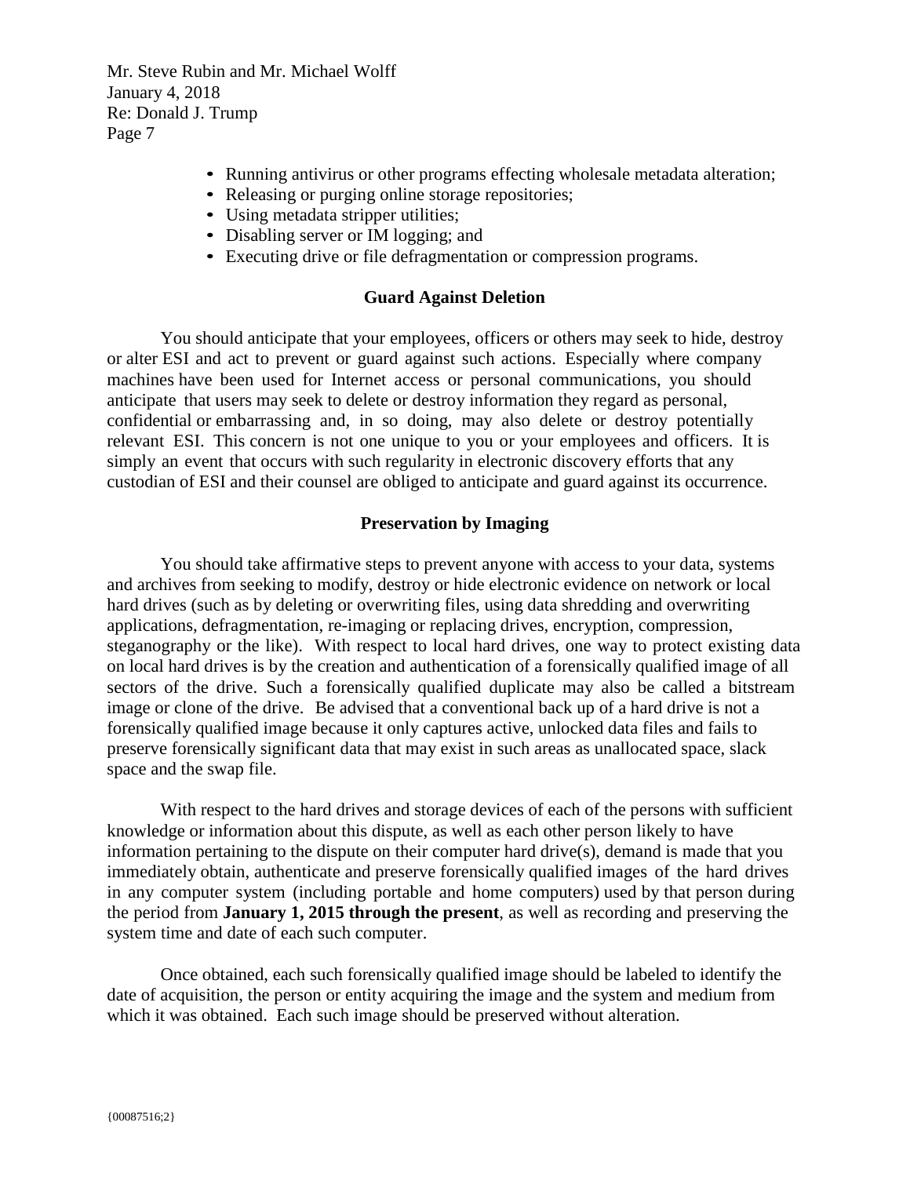- Running antivirus or other programs effecting wholesale metadata alteration;
- Releasing or purging online storage repositories;
- Using metadata stripper utilities;
- Disabling server or IM logging; and
- Executing drive or file defragmentation or compression programs.

### Guard Against Deletion

You should anticipate that your employees, officers or others may seek to hide, destroy or alter ESI and act to prevent or guard against such actions. Especially where company machines have been used for Internet access or personal communications, you should anticipate that users may seek to delete or destroy information they regard as personal, confidential or embarrassing and, in so doing, may also delete or destroy potentially relevant ESI. This concern is not one unique to you or your employees and officers. It is simply an event that occurs with such regularity in electronic discovery efforts that any custodian of ESI and their counsel are obliged to anticipate and guard against its occurrence.

### Preservation by Imaging

You should take affirmative steps to prevent anyone with access to your data, systems and archives from seeking to modify, destroy or hide electronic evidence on network or local hard drives (such as by deleting or overwriting files, using data shredding and overwriting applications, defragmentation, re-imaging or replacing drives, encryption, compression, steganography or the like). With respect to local hard drives, one way to protect existing data on local hard drives is by the creation and authentication of a forensically qualified image of all sectors of the drive. Such a forensically qualified duplicate may also be called a bitstream image or clone of the drive. Be advised that a conventional back up of a hard drive is not a forensically qualified image because it only captures active, unlocked data files and fails to preserve forensically significant data that may exist in such areas as unallocated space, slack space and the swap file.

With respect to the hard drives and storage devices of each of the persons with sufficient knowledge or information about this dispute, as well as each other person likely to have information pertaining to the dispute on their computer hard drive(s), demand is made that you immediately obtain, authenticate and preserve forensically qualified images of the hard drives in any computer system (including portable and home computers) used by that person during the period from **January 1, 2015 through the present**, as well as recording and preserving the system time and date of each such computer.

Once obtained, each such forensically qualified image should be labeled to identify the date of acquisition, the person or entity acquiring the image and the system and medium from which it was obtained. Each such image should be preserved without alteration.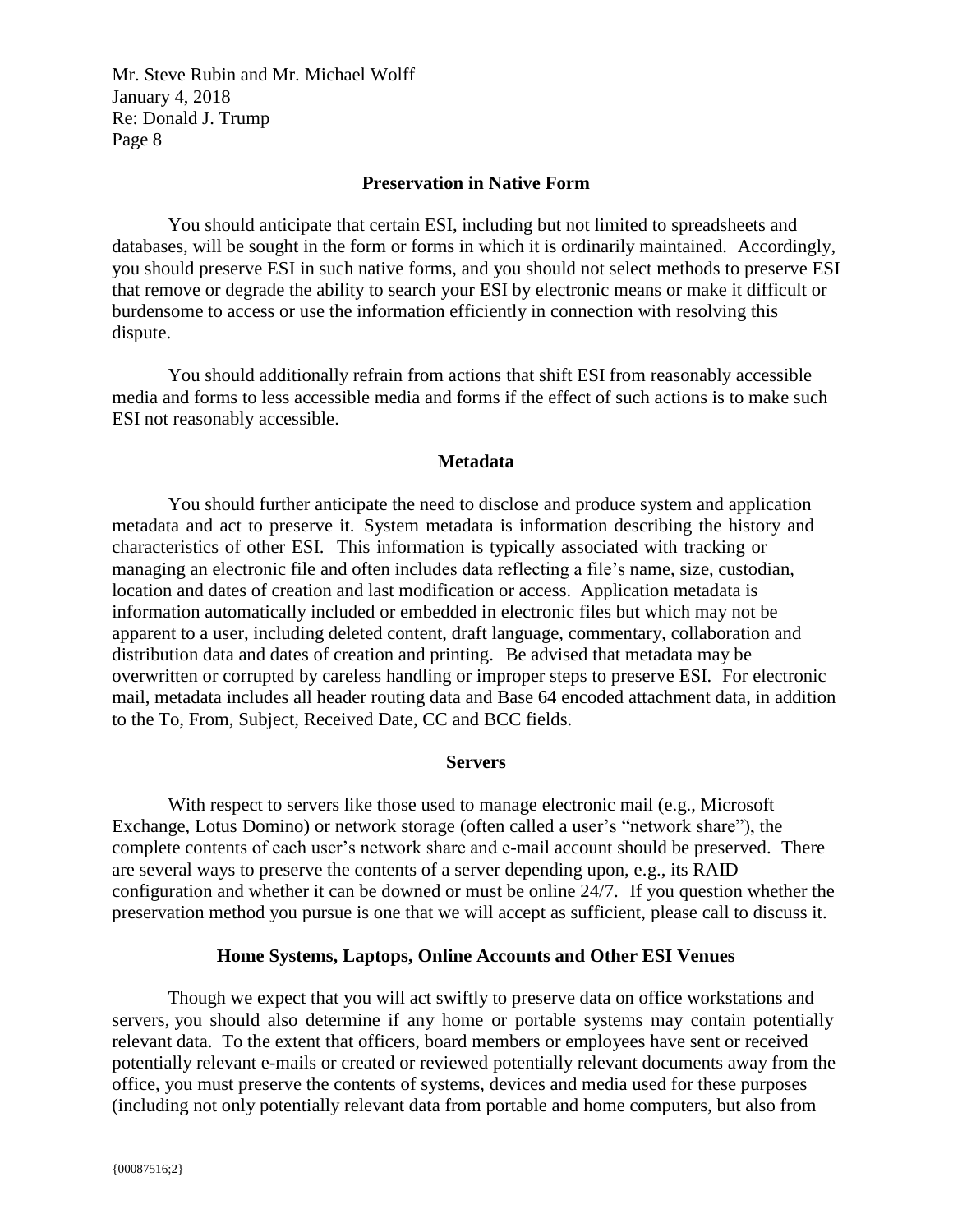## Preservation in Native Form

You should anticipate that certain ESI, including but not limited to spreadsheets and databases, will be sought in the form or forms in which it is ordinarily maintained. Accordingly, you should preserve ESI in such native forms, and you should not select methods to preserve ESI that remove or degrade the ability to search your ESI by electronic means or make it difficult or burdensome to access or use the information efficiently in connection with resolving this dispute.

You should additionally refrain from actions that shift ESI from reasonably accessible media and forms to less accessible media and forms if the effect of such actions is to make such ESI not reasonably accessible.

## Metadata

You should further anticipate the need to disclose and produce system and application metadata and act to preserve it. System metadata is information describing the history and characteristics of other ESI. This information is typically associated with tracking or managing an electronic file and often includes data reflecting a file's name, size, custodian, location and dates of creation and last modification or access. Application metadata is information automatically included or embedded in electronic files but which may not be apparent to a user, including deleted content, draft language, commentary, collaboration and distribution data and dates of creation and printing. Be advised that metadata may be overwritten or corrupted by careless handling or improper steps to preserve ESI. For electronic mail, metadata includes all header routing data and Base 64 encoded attachment data, in addition to the To, From, Subject, Received Date, CC and BCC fields.

## Servers

With respect to servers like those used to manage electronic mail (e.g., Microsoft Exchange, Lotus Domino) or network storage (often called a user's "network share"), the complete contents of each user's network share and e-mail account should be preserved. There are several ways to preserve the contents of a server depending upon, e.g., its RAID configuration and whether it can be downed or must be online 24/7. If you question whether the preservation method you pursue is one that we will accept as sufficient, please call to discuss it.

## Home Systems, Laptops, Online Accounts and Other ESI Venues

Though we expect that you will act swiftly to preserve data on office workstations and servers, you should also determine if any home or portable systems may contain potentially relevant data. To the extent that officers, board members or employees have sent or received potentially relevant e-mails or created or reviewed potentially relevant documents away from the office, you must preserve the contents of systems, devices and media used for these purposes (including not only potentially relevant data from portable and home computers, but also from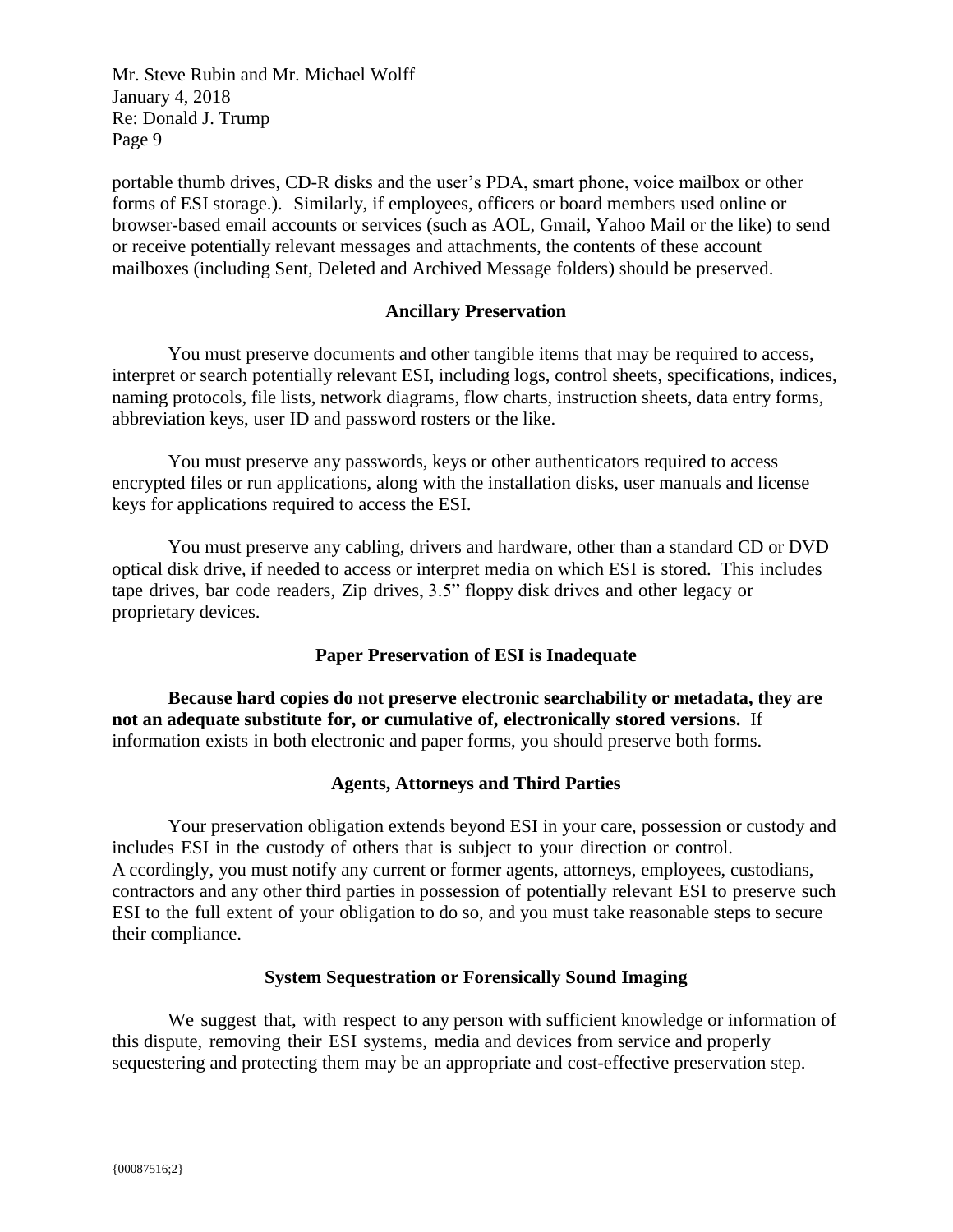portable thumb drives, CD-R disks and the user's PDA, smart phone, voice mailbox or other forms of ESI storage.). Similarly, if employees, officers or board members used online or browser-based email accounts or services (such as AOL, Gmail, Yahoo Mail or the like) to send or receive potentially relevant messages and attachments, the contents of these account mailboxes (including Sent, Deleted and Archived Message folders) should be preserved.

**Ancillary Preservation**

You must preserve documents and other tangible items that may be required to access, interpret or search potentially relevant ESI, including logs, control sheets, specifications, indices, naming protocols, file lists, network diagrams, flow charts, instruction sheets, data entry forms, abbreviation keys, user ID and password rosters or the like.

You must preserve any passwords, keys or other authenticators required to access encrypted files or run applications, along with the installation disks, user manuals and license keys for applications required to access the ESI.

You must preserve any cabling, drivers and hardware, other than a standard CD or DVD optical disk drive, if needed to access or interpret media on which ESI is stored. This includes tape drives, bar code readers, Zip drives, 3.5" floppy disk drives and other legacy or proprietary devices.

**Paper Preservation of ESI is Inadequate**

**Because hard copies do not preserve electronic searchability or metadata, they are not an adequate substitute for, or cumulative of, electronically stored versions.** If information exists in both electronic and paper forms, you should preserve both forms.

**Agents, Attorneys and Third Parties**

Your preservation obligation extends beyond ESI in your care, possession or custody and includes ESI in the custody of others that is subject to your direction or control. Accordingly, you must notify any current or former agents, attorneys, employees, custodians, contractors and any other third parties in possession of potentially relevant ESI to preserve such ESI to the full extent of your obligation to do so, and you must take reasonable steps to secure their compliance.

**System Sequestration or Forensically Sound Imaging**

We suggest that, with respect to any person with sufficient knowledge or information of this dispute, removing their ESI systems, media and devices from service and properly sequestering and protecting them may be an appropriate and cost-effective preservation step.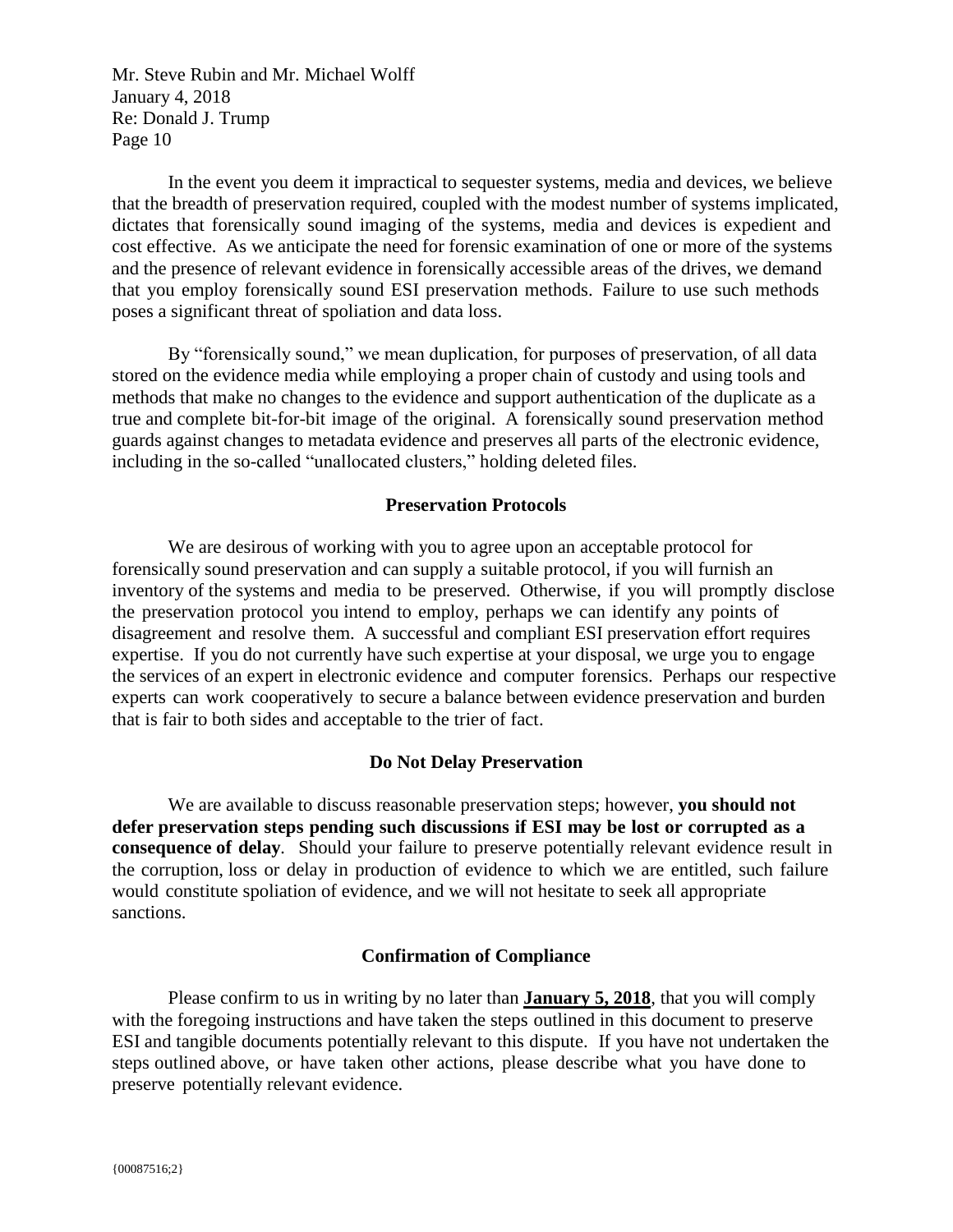In the event you deem it impractical to sequester systems, media and devices, we believe that the breadth of preservation required, coupled with the modest number of systems implicated, dictates that forensically sound imaging of the systems, media and devices is expedient and cost effective. As we anticipate the need for forensic examination of one or more of the systems and the presence of relevant evidence in forensically accessible areas of the drives, we demand that you employ forensically sound ESI preservation methods. Failure to use such methods poses a significant threat of spoliation and data loss.

By "forensically sound," we mean duplication, for purposes of preservation, of all data stored on the evidence media while employing a proper chain of custody and using tools and methods that make no changes to the evidence and support authentication of the duplicate as a true and complete bit-for-bit image of the original. A forensically sound preservation method guards against changes to metadata evidence and preserves all parts of the electronic evidence, including in the so-called "unallocated clusters," holding deleted files.

## Preservation Protocols

We are desirous of working with you to agree upon an acceptable protocol for forensically sound preservation and can supply a suitable protocol, if you will furnish an inventory of the systems and media to be preserved. Otherwise, if you will promptly disclose the preservation protocol you intend to employ, perhaps we can identify any points of disagreement and resolve them. A successful and compliant ESI preservation effort requires expertise. If you do not currently have such expertise at your disposal, we urge you to engage the services of an expert in electronic evidence and computer forensics. Perhaps our respective experts can work cooperatively to secure a balance between evidence preservation and burden that is fair to both sides and acceptable to the trier of fact.

## Do Not Delay Preservation

We are available to discuss reasonable preservation steps; however, **you should not defer preservation steps pending such discussions if ESI may be lost or corrupted as a consequence of delay**. Should your failure to preserve potentially relevant evidence result in the corruption, loss or delay in production of evidence to which we are entitled, such failure would constitute spoliation of evidence, and we will not hesitate to seek all appropriate sanctions.

## Confirmation of Compliance

Please confirm to us in writing by no later than **January 5, 2018**, that you will comply with the foregoing instructions and have taken the steps outlined in this document to preserve ESI and tangible documents potentially relevant to this dispute. If you have not undertaken the steps outlined above, or have taken other actions, please describe what you have done to preserve potentially relevant evidence.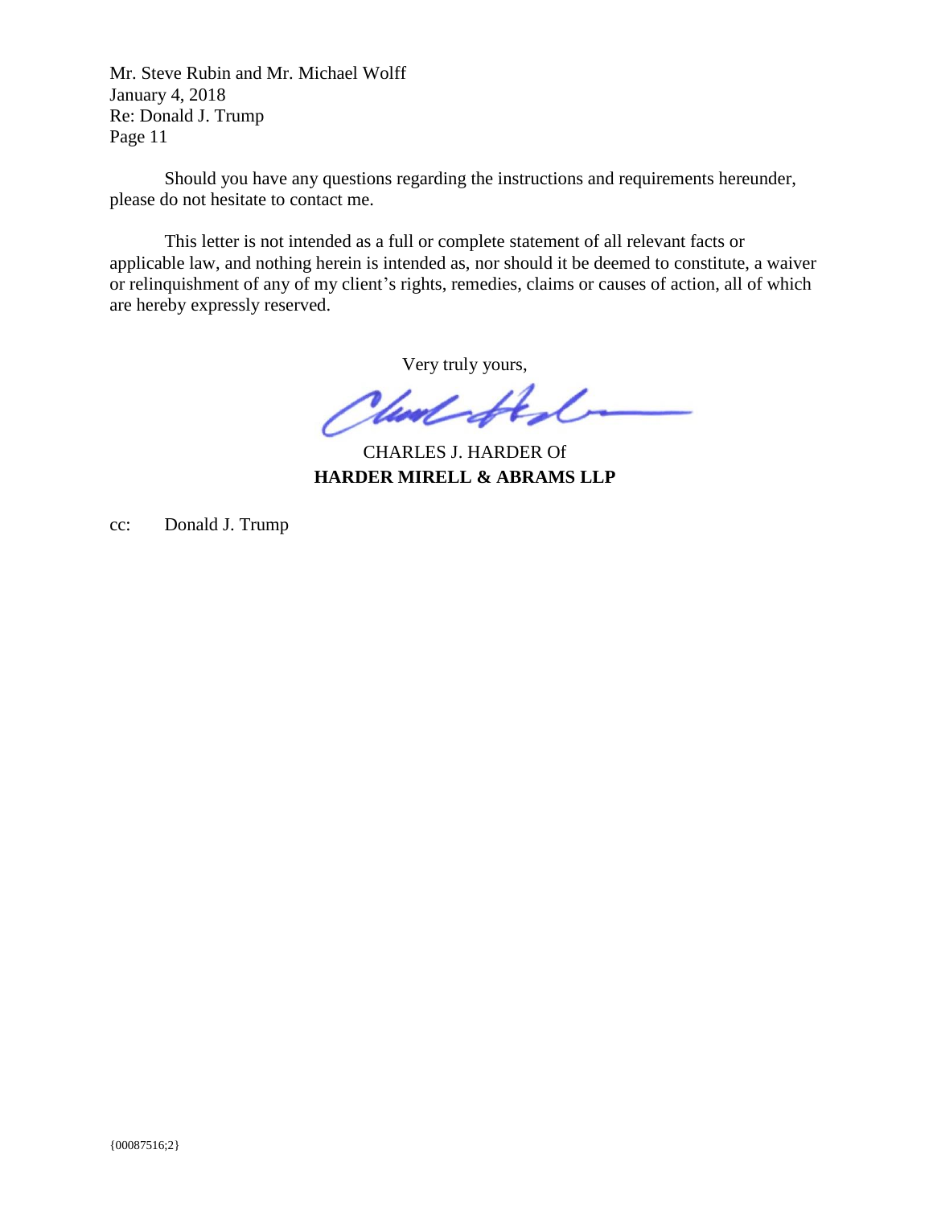Should you have any questions regarding the instructions and requirements hereunder, please do not hesitate to contact me.

This letter is not intended as a full or complete statement of all relevant facts or applicable law, and nothing herein is intended as, nor should it be deemed to constitute, a waiver or relinquishment of any of my client's rights, remedies, claims or causes of action, all of which are hereby expressly reserved.

Very truly yours,

CHARLES J. HARDER Of
**HARDER MIRELL & ABRAMS LLP**

cc: Donald J. Trump

{00087516;2}